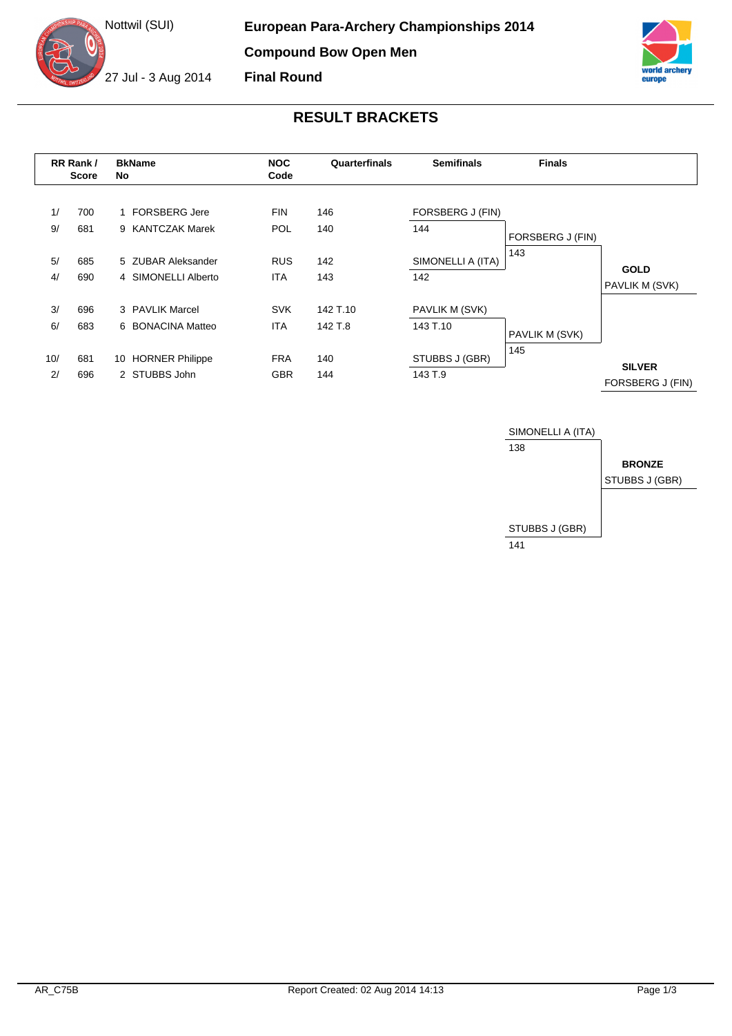Nottwil (SUI)

27 Jul - 3 Aug 2014

# European Para-Archery Championships 2014

## Compound Bow Open Men

## Final Round

## RESULT BRACKETS

| RR Rank / Score | | BkNo | Name | NOC Code | Quarterfinals | Semifinals | Finals | |
|---|---|---|---|---|---|---|---|---|
| 1/ | 700 | 1 | FORSBERG Jere | FIN | 146 | FORSBERG J (FIN) | | |
| 9/ | 681 | 9 | KANTCZAK Marek | POL | 140 | 144 | FORSBERG J (FIN) | |
| | | | | | | | 143 | |
| 5/ | 685 | 5 | ZUBAR Aleksander | RUS | 142 | SIMONELLI A (ITA) | | **GOLD** |
| 4/ | 690 | 4 | SIMONELLI Alberto | ITA | 143 | 142 | | PAVLIK M (SVK) |
| 3/ | 696 | 3 | PAVLIK Marcel | SVK | 142 T.10 | PAVLIK M (SVK) | | |
| 6/ | 683 | 6 | BONACINA Matteo | ITA | 142 T.8 | 143 T.10 | PAVLIK M (SVK) | |
| | | | | | | | 145 | |
| 10/ | 681 | 10 | HORNER Philippe | FRA | 140 | STUBBS J (GBR) | | **SILVER** |
| 2/ | 696 | 2 | STUBBS John | GBR | 144 | 143 T.9 | | FORSBERG J (FIN) |

| Bronze Match | | |
|---|---|---|
| SIMONELLI A (ITA) | 138 | |
| | | **BRONZE** |
| | | STUBBS J (GBR) |
| STUBBS J (GBR) | 141 | |

AR_C75B

Report Created: 02 Aug 2014 14:13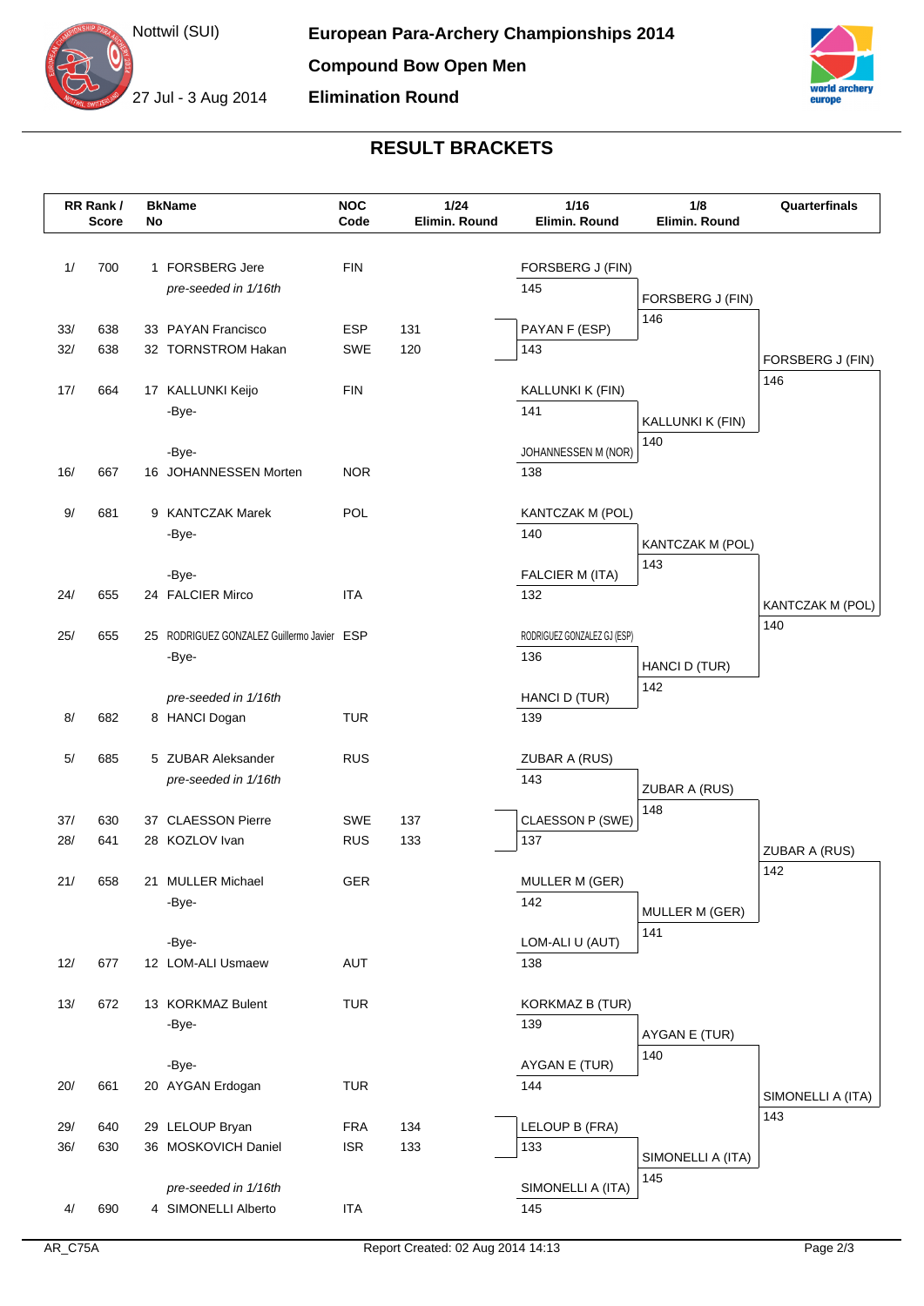Nottwil (SUI)

27 Jul - 3 Aug 2014

# European Para-Archery Championships 2014

## Compound Bow Open Men

## Elimination Round

## RESULT BRACKETS

| RR Rank / Score | | Bk No | Name | NOC Code | 1/24 Elimin. Round | 1/16 Elimin. Round | 1/8 Elimin. Round | Quarterfinals |
|---|---|---|---|---|---|---|---|---|
| 1/ | 700 | 1 | FORSBERG Jere | FIN | | FORSBERG J (FIN) 145 | FORSBERG J (FIN) 146 | FORSBERG J (FIN) 146 |
| | | | *pre-seeded in 1/16th* | | | | | |
| 33/ | 638 | 33 | PAYAN Francisco | ESP | 131 | PAYAN F (ESP) 143 | | |
| 32/ | 638 | 32 | TORNSTROM Hakan | SWE | 120 | | | |
| 17/ | 664 | 17 | KALLUNKI Keijo | FIN | | KALLUNKI K (FIN) 141 | KALLUNKI K (FIN) 140 | |
| | | | -Bye- | | | | | |
| | | | -Bye- | | | | | |
| 16/ | 667 | 16 | JOHANNESSEN Morten | NOR | | JOHANNESSEN M (NOR) 138 | | |
| 9/ | 681 | 9 | KANTCZAK Marek | POL | | KANTCZAK M (POL) 140 | KANTCZAK M (POL) 143 | KANTCZAK M (POL) 140 |
| | | | -Bye- | | | | | |
| | | | -Bye- | | | | | |
| 24/ | 655 | 24 | FALCIER Mirco | ITA | | FALCIER M (ITA) 132 | | |
| 25/ | 655 | 25 | RODRIGUEZ GONZALEZ Guillermo Javier | ESP | | RODRIGUEZ GONZALEZ GJ (ESP) 136 | HANCI D (TUR) 142 | |
| | | | -Bye- | | | | | |
| | | | *pre-seeded in 1/16th* | | | | | |
| 8/ | 682 | 8 | HANCI Dogan | TUR | | HANCI D (TUR) 139 | | |
| 5/ | 685 | 5 | ZUBAR Aleksander | RUS | | ZUBAR A (RUS) 143 | ZUBAR A (RUS) 148 | ZUBAR A (RUS) 142 |
| | | | *pre-seeded in 1/16th* | | | | | |
| 37/ | 630 | 37 | CLAESSON Pierre | SWE | 137 | CLAESSON P (SWE) 137 | | |
| 28/ | 641 | 28 | KOZLOV Ivan | RUS | 133 | | | |
| 21/ | 658 | 21 | MULLER Michael | GER | | MULLER M (GER) 142 | MULLER M (GER) 141 | |
| | | | -Bye- | | | | | |
| | | | -Bye- | | | | | |
| 12/ | 677 | 12 | LOM-ALI Usmaew | AUT | | LOM-ALI U (AUT) 138 | | |
| 13/ | 672 | 13 | KORKMAZ Bulent | TUR | | KORKMAZ B (TUR) 139 | AYGAN E (TUR) 140 | SIMONELLI A (ITA) 143 |
| | | | -Bye- | | | | | |
| | | | -Bye- | | | | | |
| 20/ | 661 | 20 | AYGAN Erdogan | TUR | | AYGAN E (TUR) 144 | | |
| 29/ | 640 | 29 | LELOUP Bryan | FRA | 134 | LELOUP B (FRA) 133 | SIMONELLI A (ITA) 145 | |
| 36/ | 630 | 36 | MOSKOVICH Daniel | ISR | 133 | | | |
| | | | *pre-seeded in 1/16th* | | | | | |
| 4/ | 690 | 4 | SIMONELLI Alberto | ITA | | SIMONELLI A (ITA) 145 | | |

AR_C75A

Report Created: 02 Aug 2014 14:13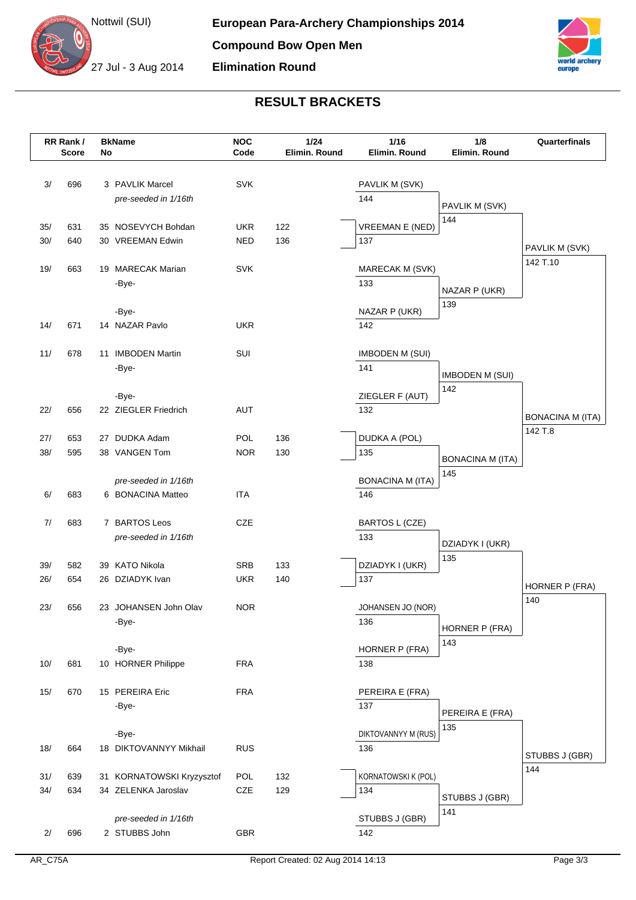Nottwil (SUI)

27 Jul - 3 Aug 2014

# European Para-Archery Championships 2014

## Compound Bow Open Men

## Elimination Round

## RESULT BRACKETS

| RR Rank / Score | | BkName No | | NOC Code | 1/24 Elimin. Round | 1/16 Elimin. Round | 1/8 Elimin. Round | Quarterfinals |
|---|---|---|---|---|---|---|---|---|
| 3/ | 696 | 3 | PAVLIK Marcel | SVK | | PAVLIK M (SVK) | | |
| | | | *pre-seeded in 1/16th* | | | 144 | PAVLIK M (SVK) | |
| 35/ | 631 | 35 | NOSEVYCH Bohdan | UKR | 122 | VREEMAN E (NED) | 144 | |
| 30/ | 640 | 30 | VREEMAN Edwin | NED | 136 | 137 | | PAVLIK M (SVK) |
| 19/ | 663 | 19 | MARECAK Marian | SVK | | MARECAK M (SVK) | | 142 T.10 |
| | | | -Bye- | | | 133 | NAZAR P (UKR) | |
| | | | -Bye- | | | NAZAR P (UKR) | 139 | |
| 14/ | 671 | 14 | NAZAR Pavlo | UKR | | 142 | | |
| 11/ | 678 | 11 | IMBODEN Martin | SUI | | IMBODEN M (SUI) | | |
| | | | -Bye- | | | 141 | IMBODEN M (SUI) | |
| | | | -Bye- | | | ZIEGLER F (AUT) | 142 | |
| 22/ | 656 | 22 | ZIEGLER Friedrich | AUT | | 132 | | BONACINA M (ITA) |
| 27/ | 653 | 27 | DUDKA Adam | POL | 136 | DUDKA A (POL) | | 142 T.8 |
| 38/ | 595 | 38 | VANGEN Tom | NOR | 130 | 135 | BONACINA M (ITA) | |
| | | | *pre-seeded in 1/16th* | | | BONACINA M (ITA) | 145 | |
| 6/ | 683 | 6 | BONACINA Matteo | ITA | | 146 | | |
| 7/ | 683 | 7 | BARTOS Leos | CZE | | BARTOS L (CZE) | | |
| | | | *pre-seeded in 1/16th* | | | 133 | DZIADYK I (UKR) | |
| 39/ | 582 | 39 | KATO Nikola | SRB | 133 | DZIADYK I (UKR) | 135 | |
| 26/ | 654 | 26 | DZIADYK Ivan | UKR | 140 | 137 | | HORNER P (FRA) |
| 23/ | 656 | 23 | JOHANSEN John Olav | NOR | | JOHANSEN JO (NOR) | | 140 |
| | | | -Bye- | | | 136 | HORNER P (FRA) | |
| | | | -Bye- | | | HORNER P (FRA) | 143 | |
| 10/ | 681 | 10 | HORNER Philippe | FRA | | 138 | | |
| 15/ | 670 | 15 | PEREIRA Eric | FRA | | PEREIRA E (FRA) | | |
| | | | -Bye- | | | 137 | PEREIRA E (FRA) | |
| | | | -Bye- | | | DIKTOVANNYY M (RUS) | 135 | |
| 18/ | 664 | 18 | DIKTOVANNYY Mikhail | RUS | | 136 | | STUBBS J (GBR) |
| 31/ | 639 | 31 | KORNATOWSKI Kryzysztof | POL | 132 | KORNATOWSKI K (POL) | | 144 |
| 34/ | 634 | 34 | ZELENKA Jaroslav | CZE | 129 | 134 | STUBBS J (GBR) | |
| | | | *pre-seeded in 1/16th* | | | STUBBS J (GBR) | 141 | |
| 2/ | 696 | 2 | STUBBS John | GBR | | 142 | | |

AR_C75A — Report Created: 02 Aug 2014 14:13